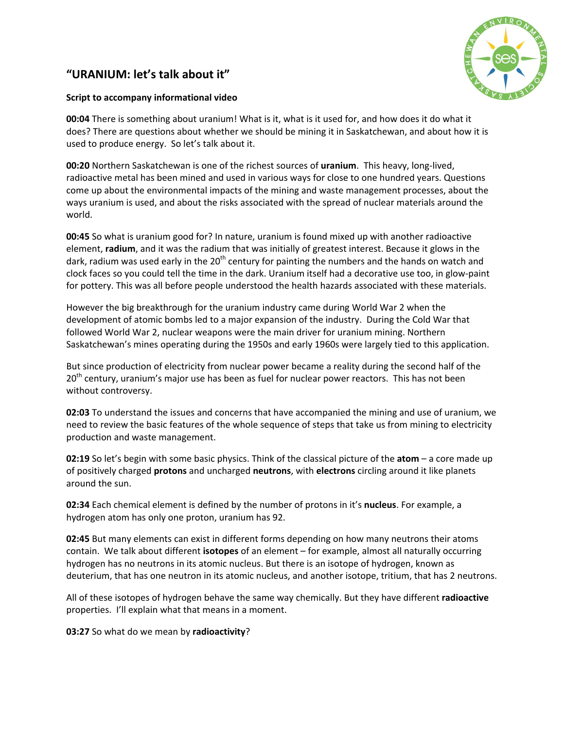# "URANIUM: let's talk about it"

**Script to accompany informational video**

**00:04** There is something about uranium! What is it, what is it used for, and how does it do what it does? There are questions about whether we should be mining it in Saskatchewan, and about how it is used to produce energy. So let's talk about it.

**00:20** Northern Saskatchewan is one of the richest sources of **uranium**. This heavy, long-lived, radioactive metal has been mined and used in various ways for close to one hundred years. Questions come up about the environmental impacts of the mining and waste management processes, about the ways uranium is used, and about the risks associated with the spread of nuclear materials around the world.

**00:45** So what is uranium good for? In nature, uranium is found mixed up with another radioactive element, **radium**, and it was the radium that was initially of greatest interest. Because it glows in the dark, radium was used early in the 20th century for painting the numbers and the hands on watch and clock faces so you could tell the time in the dark. Uranium itself had a decorative use too, in glow-paint for pottery. This was all before people understood the health hazards associated with these materials.

However the big breakthrough for the uranium industry came during World War 2 when the development of atomic bombs led to a major expansion of the industry. During the Cold War that followed World War 2, nuclear weapons were the main driver for uranium mining. Northern Saskatchewan's mines operating during the 1950s and early 1960s were largely tied to this application.

But since production of electricity from nuclear power became a reality during the second half of the 20th century, uranium's major use has been as fuel for nuclear power reactors. This has not been without controversy.

**02:03** To understand the issues and concerns that have accompanied the mining and use of uranium, we need to review the basic features of the whole sequence of steps that take us from mining to electricity production and waste management.

**02:19** So let's begin with some basic physics. Think of the classical picture of the **atom** – a core made up of positively charged **protons** and uncharged **neutrons**, with **electrons** circling around it like planets around the sun.

**02:34** Each chemical element is defined by the number of protons in it's **nucleus**. For example, a hydrogen atom has only one proton, uranium has 92.

**02:45** But many elements can exist in different forms depending on how many neutrons their atoms contain. We talk about different **isotopes** of an element – for example, almost all naturally occurring hydrogen has no neutrons in its atomic nucleus. But there is an isotope of hydrogen, known as deuterium, that has one neutron in its atomic nucleus, and another isotope, tritium, that has 2 neutrons.

All of these isotopes of hydrogen behave the same way chemically. But they have different **radioactive** properties. I'll explain what that means in a moment.

**03:27** So what do we mean by **radioactivity**?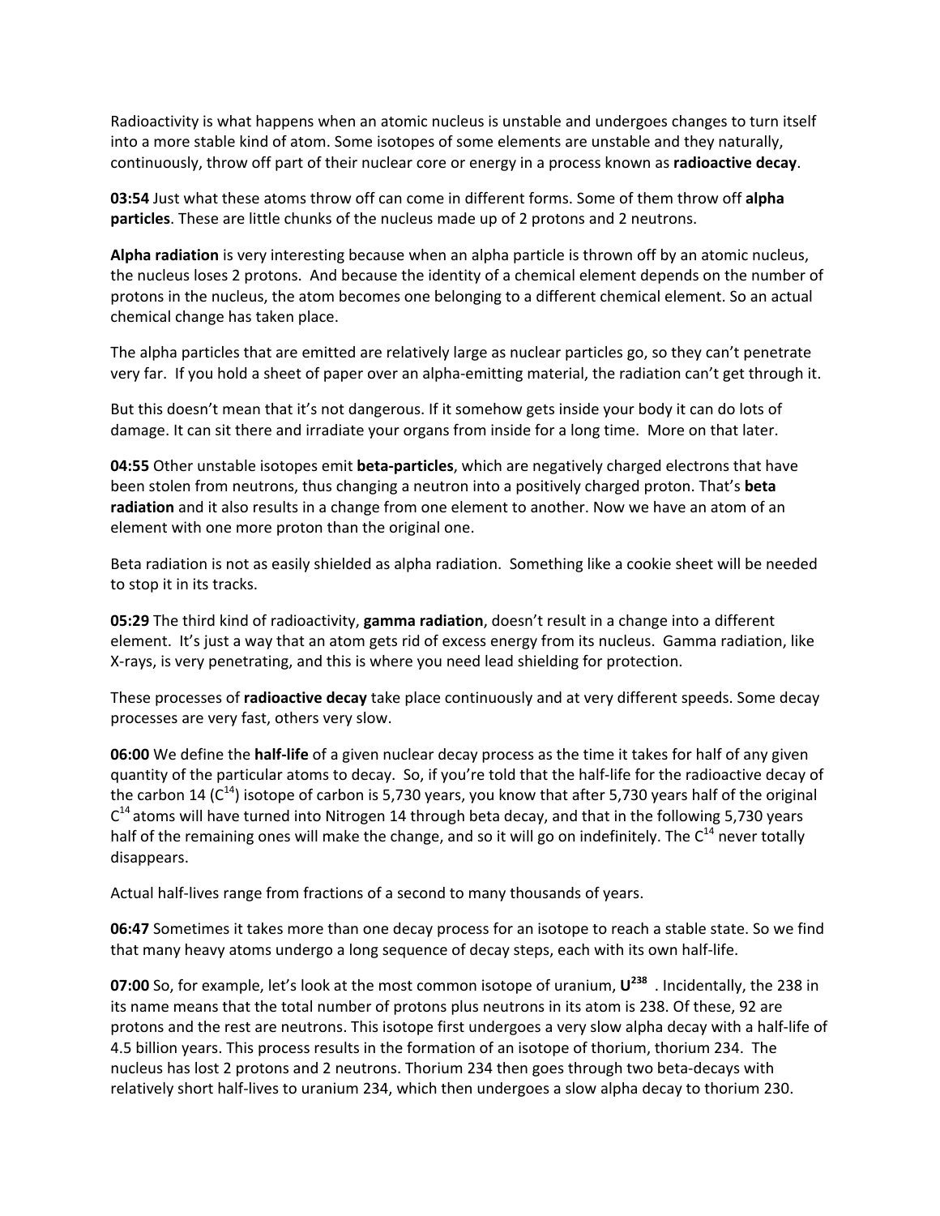Radioactivity is what happens when an atomic nucleus is unstable and undergoes changes to turn itself into a more stable kind of atom. Some isotopes of some elements are unstable and they naturally, continuously, throw off part of their nuclear core or energy in a process known as **radioactive decay**.

**03:54** Just what these atoms throw off can come in different forms. Some of them throw off **alpha particles**. These are little chunks of the nucleus made up of 2 protons and 2 neutrons.

**Alpha radiation** is very interesting because when an alpha particle is thrown off by an atomic nucleus, the nucleus loses 2 protons. And because the identity of a chemical element depends on the number of protons in the nucleus, the atom becomes one belonging to a different chemical element. So an actual chemical change has taken place.

The alpha particles that are emitted are relatively large as nuclear particles go, so they can't penetrate very far. If you hold a sheet of paper over an alpha-emitting material, the radiation can't get through it.

But this doesn't mean that it's not dangerous. If it somehow gets inside your body it can do lots of damage. It can sit there and irradiate your organs from inside for a long time. More on that later.

**04:55** Other unstable isotopes emit **beta-particles**, which are negatively charged electrons that have been stolen from neutrons, thus changing a neutron into a positively charged proton. That's **beta radiation** and it also results in a change from one element to another. Now we have an atom of an element with one more proton than the original one.

Beta radiation is not as easily shielded as alpha radiation. Something like a cookie sheet will be needed to stop it in its tracks.

**05:29** The third kind of radioactivity, **gamma radiation**, doesn't result in a change into a different element. It's just a way that an atom gets rid of excess energy from its nucleus. Gamma radiation, like X-rays, is very penetrating, and this is where you need lead shielding for protection.

These processes of **radioactive decay** take place continuously and at very different speeds. Some decay processes are very fast, others very slow.

**06:00** We define the **half-life** of a given nuclear decay process as the time it takes for half of any given quantity of the particular atoms to decay. So, if you're told that the half-life for the radioactive decay of the carbon 14 ($C^{14}$) isotope of carbon is 5,730 years, you know that after 5,730 years half of the original $C^{14}$ atoms will have turned into Nitrogen 14 through beta decay, and that in the following 5,730 years half of the remaining ones will make the change, and so it will go on indefinitely. The $C^{14}$ never totally disappears.

Actual half-lives range from fractions of a second to many thousands of years.

**06:47** Sometimes it takes more than one decay process for an isotope to reach a stable state. So we find that many heavy atoms undergo a long sequence of decay steps, each with its own half-life.

**07:00** So, for example, let's look at the most common isotope of uranium, $\mathbf{U^{238}}$ . Incidentally, the 238 in its name means that the total number of protons plus neutrons in its atom is 238. Of these, 92 are protons and the rest are neutrons. This isotope first undergoes a very slow alpha decay with a half-life of 4.5 billion years. This process results in the formation of an isotope of thorium, thorium 234. The nucleus has lost 2 protons and 2 neutrons. Thorium 234 then goes through two beta-decays with relatively short half-lives to uranium 234, which then undergoes a slow alpha decay to thorium 230.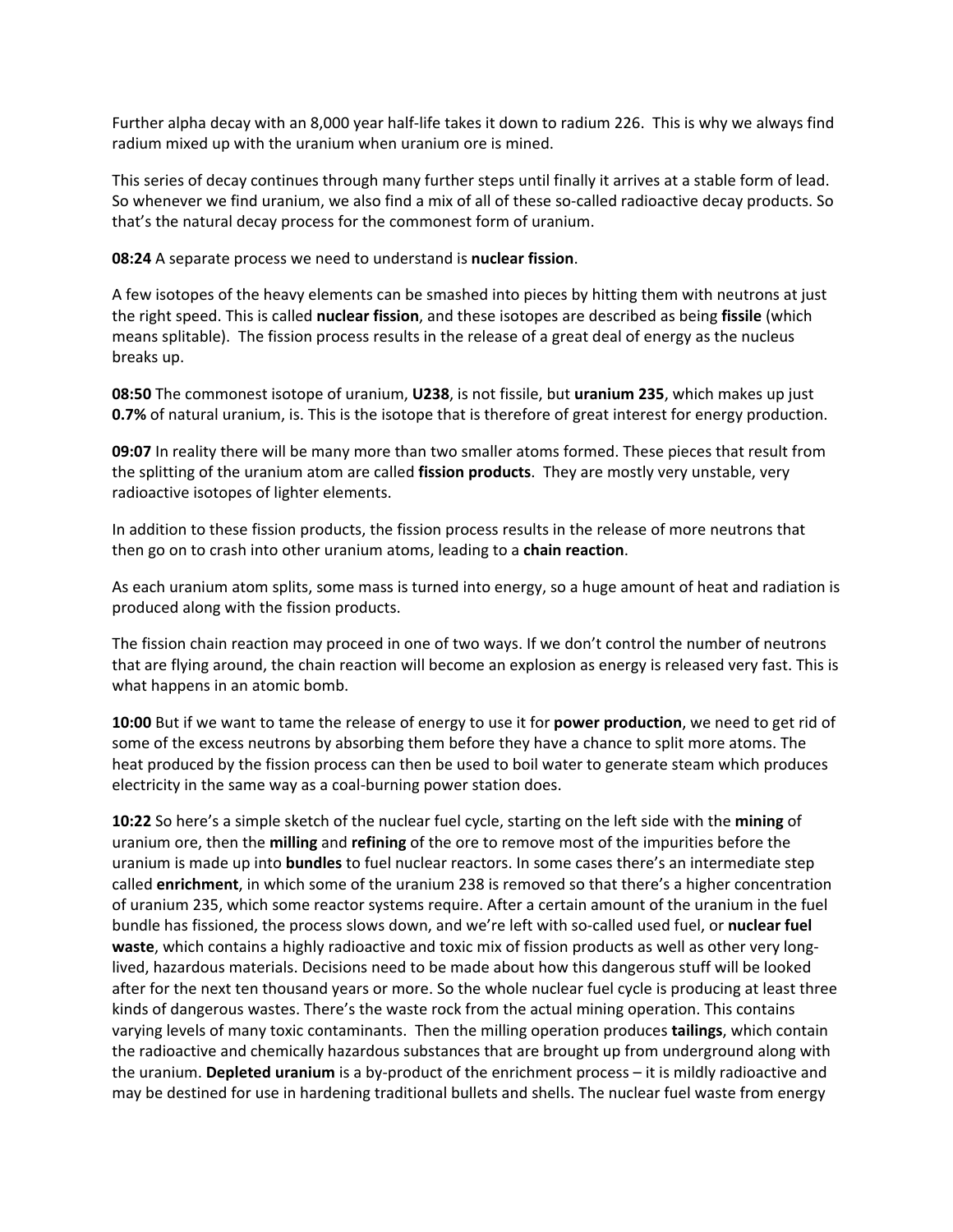Further alpha decay with an 8,000 year half-life takes it down to radium 226. This is why we always find radium mixed up with the uranium when uranium ore is mined.

This series of decay continues through many further steps until finally it arrives at a stable form of lead. So whenever we find uranium, we also find a mix of all of these so-called radioactive decay products. So that's the natural decay process for the commonest form of uranium.

**08:24** A separate process we need to understand is **nuclear fission**.

A few isotopes of the heavy elements can be smashed into pieces by hitting them with neutrons at just the right speed. This is called **nuclear fission**, and these isotopes are described as being **fissile** (which means splitable). The fission process results in the release of a great deal of energy as the nucleus breaks up.

**08:50** The commonest isotope of uranium, **U238**, is not fissile, but **uranium 235**, which makes up just **0.7%** of natural uranium, is. This is the isotope that is therefore of great interest for energy production.

**09:07** In reality there will be many more than two smaller atoms formed. These pieces that result from the splitting of the uranium atom are called **fission products**. They are mostly very unstable, very radioactive isotopes of lighter elements.

In addition to these fission products, the fission process results in the release of more neutrons that then go on to crash into other uranium atoms, leading to a **chain reaction**.

As each uranium atom splits, some mass is turned into energy, so a huge amount of heat and radiation is produced along with the fission products.

The fission chain reaction may proceed in one of two ways. If we don't control the number of neutrons that are flying around, the chain reaction will become an explosion as energy is released very fast. This is what happens in an atomic bomb.

**10:00** But if we want to tame the release of energy to use it for **power production**, we need to get rid of some of the excess neutrons by absorbing them before they have a chance to split more atoms. The heat produced by the fission process can then be used to boil water to generate steam which produces electricity in the same way as a coal-burning power station does.

**10:22** So here's a simple sketch of the nuclear fuel cycle, starting on the left side with the **mining** of uranium ore, then the **milling** and **refining** of the ore to remove most of the impurities before the uranium is made up into **bundles** to fuel nuclear reactors. In some cases there's an intermediate step called **enrichment**, in which some of the uranium 238 is removed so that there's a higher concentration of uranium 235, which some reactor systems require. After a certain amount of the uranium in the fuel bundle has fissioned, the process slows down, and we're left with so-called used fuel, or **nuclear fuel waste**, which contains a highly radioactive and toxic mix of fission products as well as other very long-lived, hazardous materials. Decisions need to be made about how this dangerous stuff will be looked after for the next ten thousand years or more. So the whole nuclear fuel cycle is producing at least three kinds of dangerous wastes. There's the waste rock from the actual mining operation. This contains varying levels of many toxic contaminants. Then the milling operation produces **tailings**, which contain the radioactive and chemically hazardous substances that are brought up from underground along with the uranium. **Depleted uranium** is a by-product of the enrichment process – it is mildly radioactive and may be destined for use in hardening traditional bullets and shells. The nuclear fuel waste from energy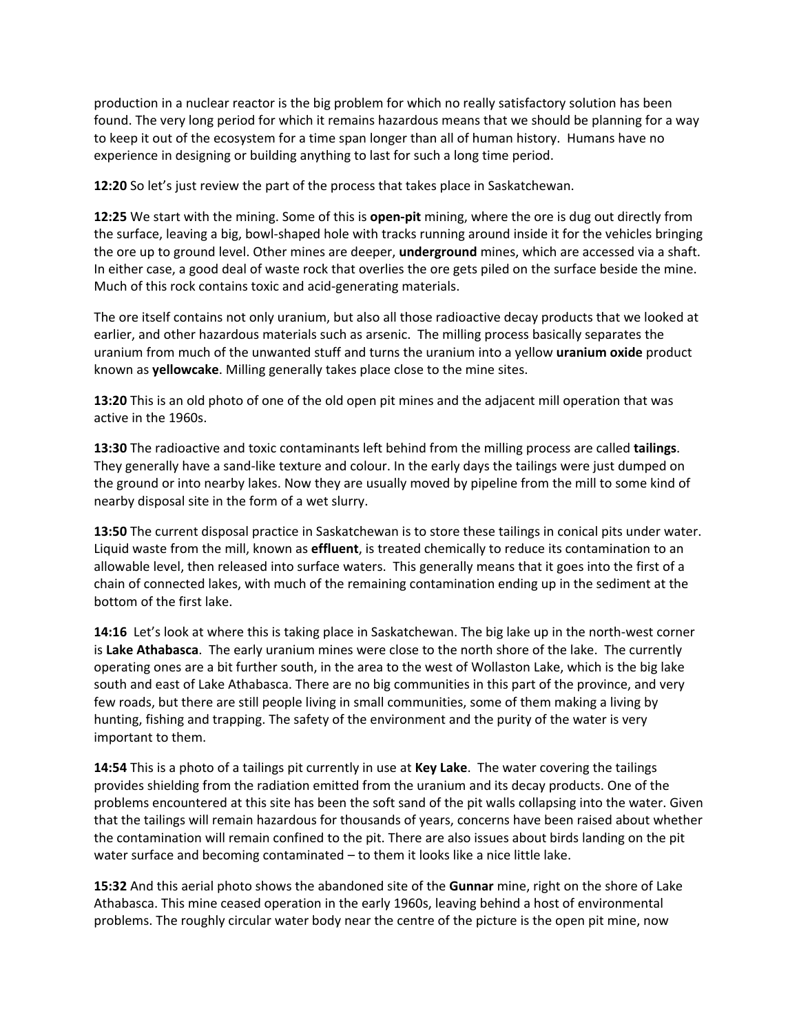production in a nuclear reactor is the big problem for which no really satisfactory solution has been found. The very long period for which it remains hazardous means that we should be planning for a way to keep it out of the ecosystem for a time span longer than all of human history. Humans have no experience in designing or building anything to last for such a long time period.

**12:20** So let's just review the part of the process that takes place in Saskatchewan.

**12:25** We start with the mining. Some of this is **open-pit** mining, where the ore is dug out directly from the surface, leaving a big, bowl-shaped hole with tracks running around inside it for the vehicles bringing the ore up to ground level. Other mines are deeper, **underground** mines, which are accessed via a shaft. In either case, a good deal of waste rock that overlies the ore gets piled on the surface beside the mine. Much of this rock contains toxic and acid-generating materials.

The ore itself contains not only uranium, but also all those radioactive decay products that we looked at earlier, and other hazardous materials such as arsenic. The milling process basically separates the uranium from much of the unwanted stuff and turns the uranium into a yellow **uranium oxide** product known as **yellowcake**. Milling generally takes place close to the mine sites.

**13:20** This is an old photo of one of the old open pit mines and the adjacent mill operation that was active in the 1960s.

**13:30** The radioactive and toxic contaminants left behind from the milling process are called **tailings**. They generally have a sand-like texture and colour. In the early days the tailings were just dumped on the ground or into nearby lakes. Now they are usually moved by pipeline from the mill to some kind of nearby disposal site in the form of a wet slurry.

**13:50** The current disposal practice in Saskatchewan is to store these tailings in conical pits under water. Liquid waste from the mill, known as **effluent**, is treated chemically to reduce its contamination to an allowable level, then released into surface waters. This generally means that it goes into the first of a chain of connected lakes, with much of the remaining contamination ending up in the sediment at the bottom of the first lake.

**14:16** Let's look at where this is taking place in Saskatchewan. The big lake up in the north-west corner is **Lake Athabasca**. The early uranium mines were close to the north shore of the lake. The currently operating ones are a bit further south, in the area to the west of Wollaston Lake, which is the big lake south and east of Lake Athabasca. There are no big communities in this part of the province, and very few roads, but there are still people living in small communities, some of them making a living by hunting, fishing and trapping. The safety of the environment and the purity of the water is very important to them.

**14:54** This is a photo of a tailings pit currently in use at **Key Lake**. The water covering the tailings provides shielding from the radiation emitted from the uranium and its decay products. One of the problems encountered at this site has been the soft sand of the pit walls collapsing into the water. Given that the tailings will remain hazardous for thousands of years, concerns have been raised about whether the contamination will remain confined to the pit. There are also issues about birds landing on the pit water surface and becoming contaminated – to them it looks like a nice little lake.

**15:32** And this aerial photo shows the abandoned site of the **Gunnar** mine, right on the shore of Lake Athabasca. This mine ceased operation in the early 1960s, leaving behind a host of environmental problems. The roughly circular water body near the centre of the picture is the open pit mine, now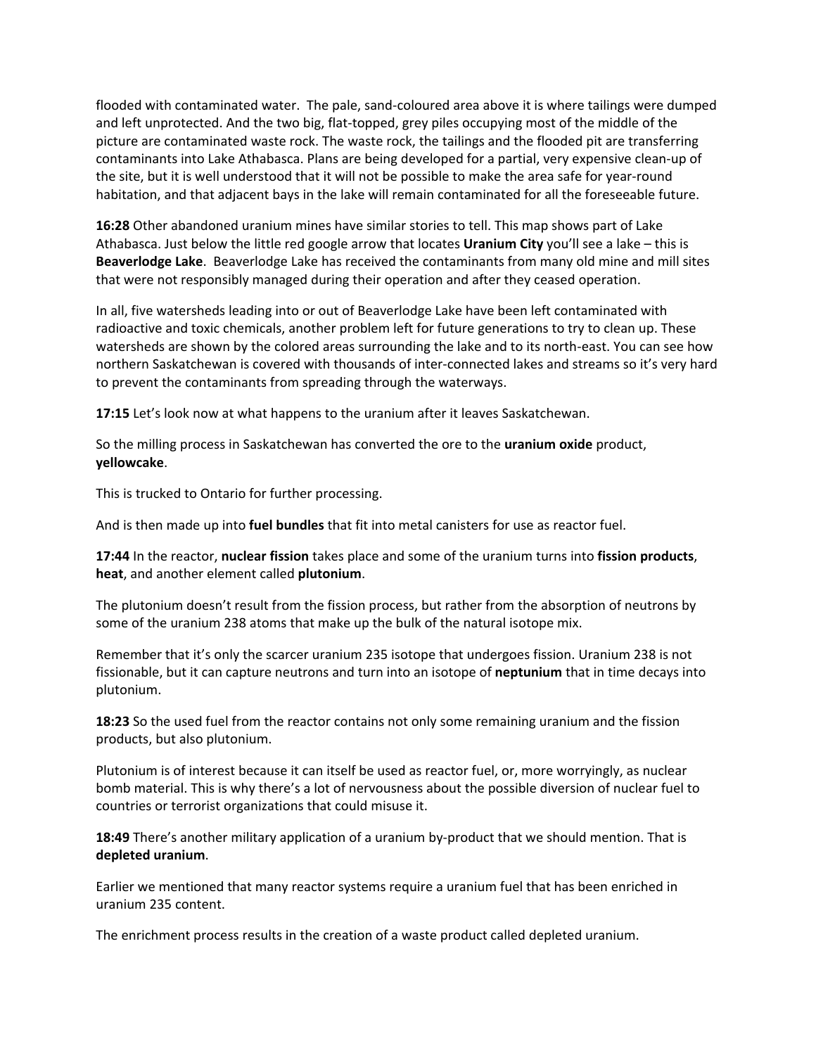flooded with contaminated water. The pale, sand-coloured area above it is where tailings were dumped and left unprotected. And the two big, flat-topped, grey piles occupying most of the middle of the picture are contaminated waste rock. The waste rock, the tailings and the flooded pit are transferring contaminants into Lake Athabasca. Plans are being developed for a partial, very expensive clean-up of the site, but it is well understood that it will not be possible to make the area safe for year-round habitation, and that adjacent bays in the lake will remain contaminated for all the foreseeable future.

**16:28** Other abandoned uranium mines have similar stories to tell. This map shows part of Lake Athabasca. Just below the little red google arrow that locates **Uranium City** you'll see a lake – this is **Beaverlodge Lake**. Beaverlodge Lake has received the contaminants from many old mine and mill sites that were not responsibly managed during their operation and after they ceased operation.

In all, five watersheds leading into or out of Beaverlodge Lake have been left contaminated with radioactive and toxic chemicals, another problem left for future generations to try to clean up. These watersheds are shown by the colored areas surrounding the lake and to its north-east. You can see how northern Saskatchewan is covered with thousands of inter-connected lakes and streams so it's very hard to prevent the contaminants from spreading through the waterways.

**17:15** Let's look now at what happens to the uranium after it leaves Saskatchewan.

So the milling process in Saskatchewan has converted the ore to the **uranium oxide** product, **yellowcake**.

This is trucked to Ontario for further processing.

And is then made up into **fuel bundles** that fit into metal canisters for use as reactor fuel.

**17:44** In the reactor, **nuclear fission** takes place and some of the uranium turns into **fission products**, **heat**, and another element called **plutonium**.

The plutonium doesn't result from the fission process, but rather from the absorption of neutrons by some of the uranium 238 atoms that make up the bulk of the natural isotope mix.

Remember that it's only the scarcer uranium 235 isotope that undergoes fission. Uranium 238 is not fissionable, but it can capture neutrons and turn into an isotope of **neptunium** that in time decays into plutonium.

**18:23** So the used fuel from the reactor contains not only some remaining uranium and the fission products, but also plutonium.

Plutonium is of interest because it can itself be used as reactor fuel, or, more worryingly, as nuclear bomb material. This is why there's a lot of nervousness about the possible diversion of nuclear fuel to countries or terrorist organizations that could misuse it.

**18:49** There's another military application of a uranium by-product that we should mention. That is **depleted uranium**.

Earlier we mentioned that many reactor systems require a uranium fuel that has been enriched in uranium 235 content.

The enrichment process results in the creation of a waste product called depleted uranium.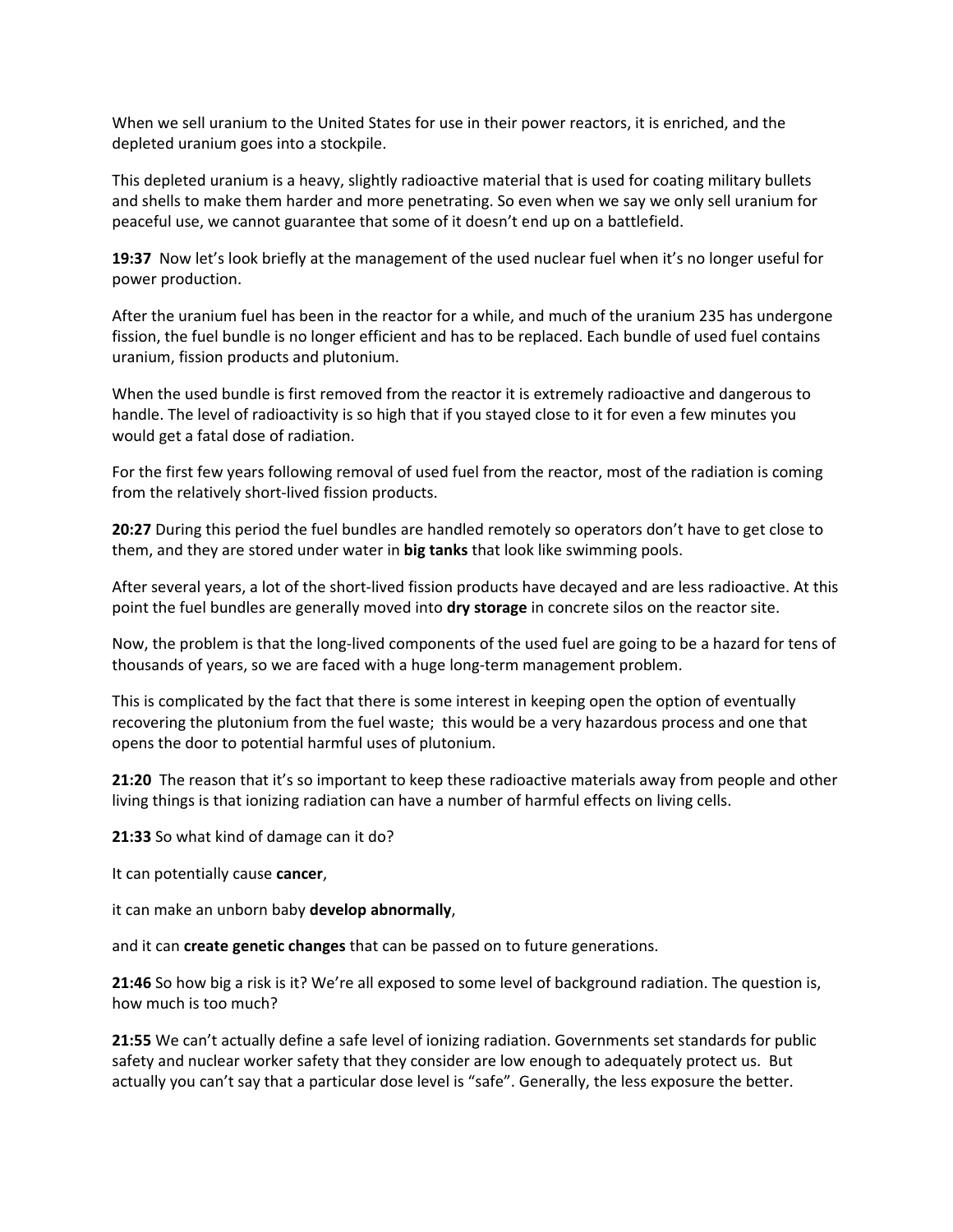When we sell uranium to the United States for use in their power reactors, it is enriched, and the depleted uranium goes into a stockpile.

This depleted uranium is a heavy, slightly radioactive material that is used for coating military bullets and shells to make them harder and more penetrating. So even when we say we only sell uranium for peaceful use, we cannot guarantee that some of it doesn't end up on a battlefield.

**19:37** Now let's look briefly at the management of the used nuclear fuel when it's no longer useful for power production.

After the uranium fuel has been in the reactor for a while, and much of the uranium 235 has undergone fission, the fuel bundle is no longer efficient and has to be replaced. Each bundle of used fuel contains uranium, fission products and plutonium.

When the used bundle is first removed from the reactor it is extremely radioactive and dangerous to handle. The level of radioactivity is so high that if you stayed close to it for even a few minutes you would get a fatal dose of radiation.

For the first few years following removal of used fuel from the reactor, most of the radiation is coming from the relatively short-lived fission products.

**20:27** During this period the fuel bundles are handled remotely so operators don't have to get close to them, and they are stored under water in **big tanks** that look like swimming pools.

After several years, a lot of the short-lived fission products have decayed and are less radioactive. At this point the fuel bundles are generally moved into **dry storage** in concrete silos on the reactor site.

Now, the problem is that the long-lived components of the used fuel are going to be a hazard for tens of thousands of years, so we are faced with a huge long-term management problem.

This is complicated by the fact that there is some interest in keeping open the option of eventually recovering the plutonium from the fuel waste; this would be a very hazardous process and one that opens the door to potential harmful uses of plutonium.

**21:20** The reason that it's so important to keep these radioactive materials away from people and other living things is that ionizing radiation can have a number of harmful effects on living cells.

**21:33** So what kind of damage can it do?

It can potentially cause **cancer**,

it can make an unborn baby **develop abnormally**,

and it can **create genetic changes** that can be passed on to future generations.

**21:46** So how big a risk is it? We're all exposed to some level of background radiation. The question is, how much is too much?

**21:55** We can't actually define a safe level of ionizing radiation. Governments set standards for public safety and nuclear worker safety that they consider are low enough to adequately protect us. But actually you can't say that a particular dose level is "safe". Generally, the less exposure the better.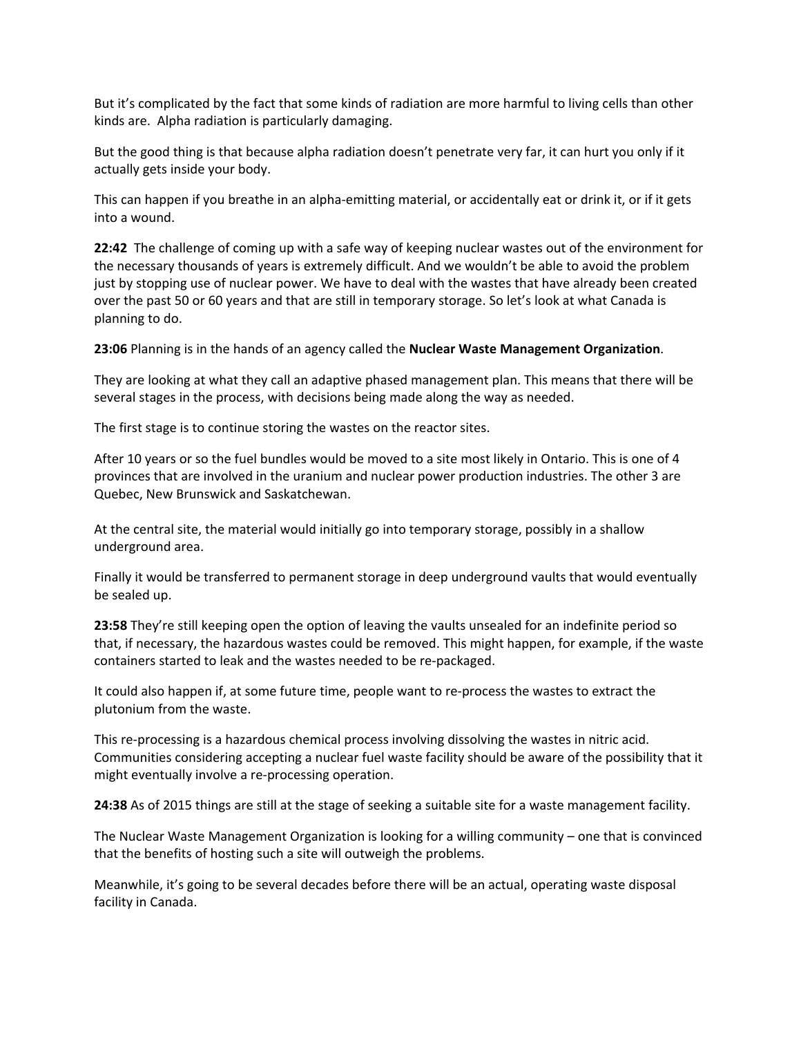But it's complicated by the fact that some kinds of radiation are more harmful to living cells than other kinds are. Alpha radiation is particularly damaging.

But the good thing is that because alpha radiation doesn't penetrate very far, it can hurt you only if it actually gets inside your body.

This can happen if you breathe in an alpha-emitting material, or accidentally eat or drink it, or if it gets into a wound.

**22:42** The challenge of coming up with a safe way of keeping nuclear wastes out of the environment for the necessary thousands of years is extremely difficult. And we wouldn't be able to avoid the problem just by stopping use of nuclear power. We have to deal with the wastes that have already been created over the past 50 or 60 years and that are still in temporary storage. So let's look at what Canada is planning to do.

**23:06** Planning is in the hands of an agency called the **Nuclear Waste Management Organization**.

They are looking at what they call an adaptive phased management plan. This means that there will be several stages in the process, with decisions being made along the way as needed.

The first stage is to continue storing the wastes on the reactor sites.

After 10 years or so the fuel bundles would be moved to a site most likely in Ontario. This is one of 4 provinces that are involved in the uranium and nuclear power production industries. The other 3 are Quebec, New Brunswick and Saskatchewan.

At the central site, the material would initially go into temporary storage, possibly in a shallow underground area.

Finally it would be transferred to permanent storage in deep underground vaults that would eventually be sealed up.

**23:58** They're still keeping open the option of leaving the vaults unsealed for an indefinite period so that, if necessary, the hazardous wastes could be removed. This might happen, for example, if the waste containers started to leak and the wastes needed to be re-packaged.

It could also happen if, at some future time, people want to re-process the wastes to extract the plutonium from the waste.

This re-processing is a hazardous chemical process involving dissolving the wastes in nitric acid. Communities considering accepting a nuclear fuel waste facility should be aware of the possibility that it might eventually involve a re-processing operation.

**24:38** As of 2015 things are still at the stage of seeking a suitable site for a waste management facility.

The Nuclear Waste Management Organization is looking for a willing community – one that is convinced that the benefits of hosting such a site will outweigh the problems.

Meanwhile, it's going to be several decades before there will be an actual, operating waste disposal facility in Canada.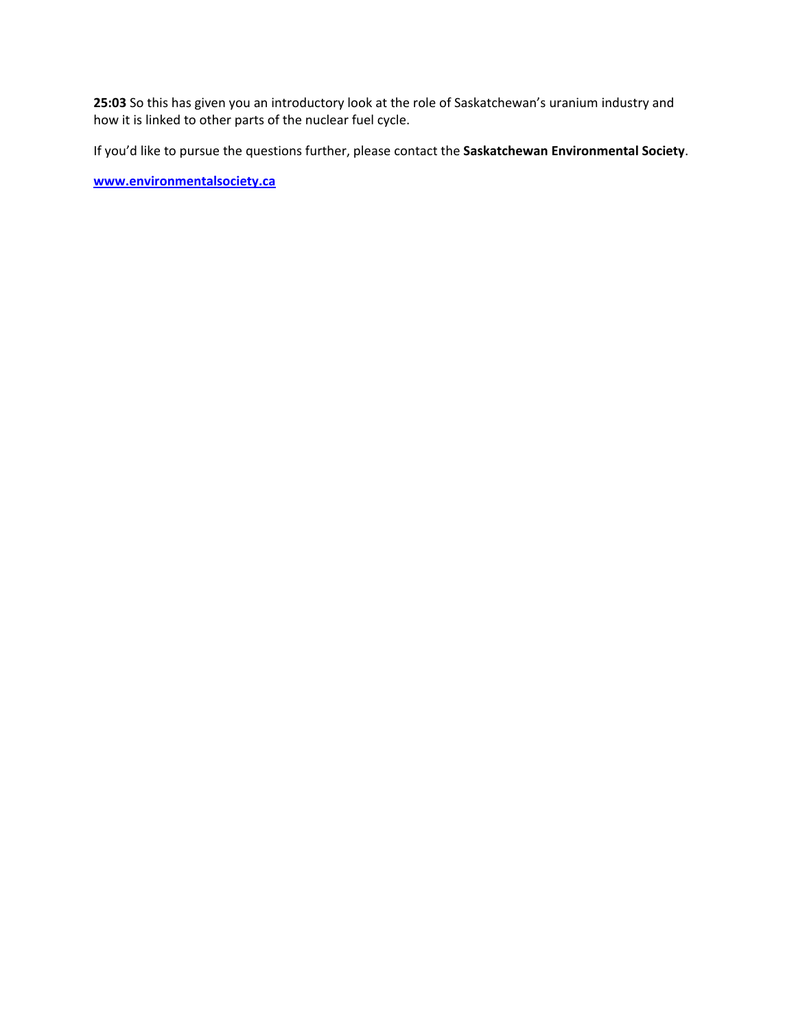**25:03** So this has given you an introductory look at the role of Saskatchewan's uranium industry and how it is linked to other parts of the nuclear fuel cycle.

If you'd like to pursue the questions further, please contact the **Saskatchewan Environmental Society**.

**www.environmentalsociety.ca**